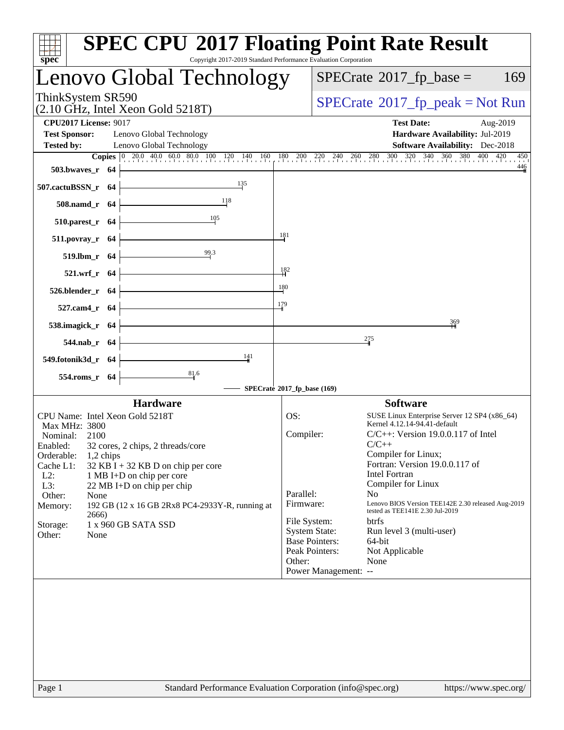# SPEC CPU 2017 Floating Point Rate Result

Copyright 2017-2019 Standard Performance Evaluation Corporation

## Lenovo Global Technology

ThinkSystem SR590
(2.10 GHz, Intel Xeon Gold 5218T)

SPECrate 2017_fp_base = 169

SPECrate 2017_fp_peak = Not Run

**CPU2017 License:** 9017
**Test Sponsor:** Lenovo Global Technology
**Tested by:** Lenovo Global Technology

**Test Date:** Aug-2019
**Hardware Availability:** Jul-2019
**Software Availability:** Dec-2018

| Benchmark | Copies | SPECrate 2017_fp_base |
|---|---|---|
| 503.bwaves_r | 64 | 446 |
| 507.cactuBSSN_r | 64 | 135 |
| 508.namd_r | 64 | 118 |
| 510.parest_r | 64 | 105 |
| 511.povray_r | 64 | 181 |
| 519.lbm_r | 64 | 99.3 |
| 521.wrf_r | 64 | 182 |
| 526.blender_r | 64 | 180 |
| 527.cam4_r | 64 | 179 |
| 538.imagick_r | 64 | 369 |
| 544.nab_r | 64 | 275 |
| 549.fotonik3d_r | 64 | 141 |
| 554.roms_r | 64 | 81.6 |

SPECrate 2017_fp_base (169)

### Hardware

CPU Name: Intel Xeon Gold 5218T
Max MHz: 3800
Nominal: 2100
Enabled: 32 cores, 2 chips, 2 threads/core
Orderable: 1,2 chips
Cache L1: 32 KB I + 32 KB D on chip per core
L2: 1 MB I+D on chip per core
L3: 22 MB I+D on chip per chip
Other: None
Memory: 192 GB (12 x 16 GB 2Rx8 PC4-2933Y-R, running at 2666)
Storage: 1 x 960 GB SATA SSD
Other: None

### Software

OS: SUSE Linux Enterprise Server 12 SP4 (x86_64) Kernel 4.12.14-94.41-default
Compiler: C/C++: Version 19.0.0.117 of Intel C/C++ Compiler for Linux; Fortran: Version 19.0.0.117 of Intel Fortran Compiler for Linux
Parallel: No
Firmware: Lenovo BIOS Version TEE142E 2.30 released Aug-2019 tested as TEE141E 2.30 Jul-2019
File System: btrfs
System State: Run level 3 (multi-user)
Base Pointers: 64-bit
Peak Pointers: Not Applicable
Other: None
Power Management: --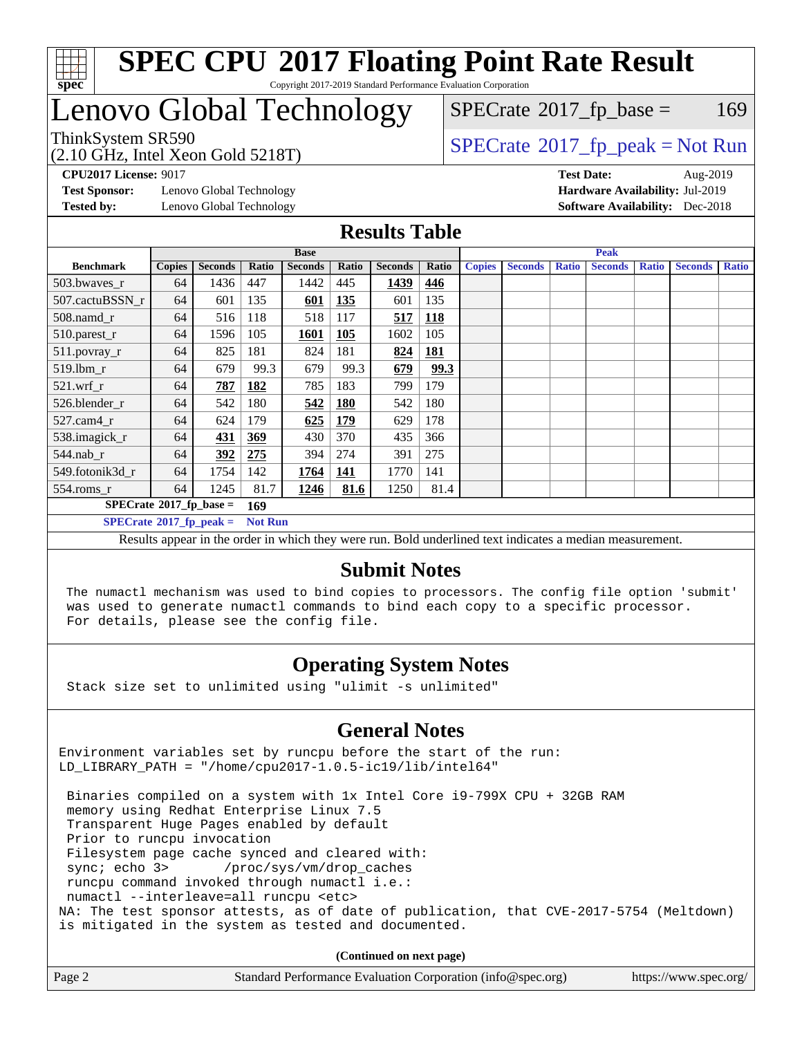# SPEC CPU 2017 Floating Point Rate Result

Copyright 2017-2019 Standard Performance Evaluation Corporation

# Lenovo Global Technology

ThinkSystem SR590
(2.10 GHz, Intel Xeon Gold 5218T)

SPECrate 2017_fp_base = 169

SPECrate 2017_fp_peak = Not Run

**CPU2017 License:** 9017
**Test Sponsor:** Lenovo Global Technology
**Tested by:** Lenovo Global Technology

**Test Date:** Aug-2019
**Hardware Availability:** Jul-2019
**Software Availability:** Dec-2018

## Results Table

| Benchmark | Base | | | | | | | Peak | | | | | | |
|---|---|---|---|---|---|---|---|---|---|---|---|---|---|---|
| | Copies | Seconds | Ratio | Seconds | Ratio | Seconds | Ratio | Copies | Seconds | Ratio | Seconds | Ratio | Seconds | Ratio |
| 503.bwaves_r | 64 | 1436 | 447 | 1442 | 445 | **1439** | **446** | | | | | | | |
| 507.cactuBSSN_r | 64 | 601 | 135 | **601** | **135** | 601 | 135 | | | | | | | |
| 508.namd_r | 64 | 516 | 118 | 518 | 117 | **517** | **118** | | | | | | | |
| 510.parest_r | 64 | 1596 | 105 | **1601** | **105** | 1602 | 105 | | | | | | | |
| 511.povray_r | 64 | 825 | 181 | 824 | 181 | **824** | **181** | | | | | | | |
| 519.lbm_r | 64 | 679 | 99.3 | 679 | 99.3 | **679** | **99.3** | | | | | | | |
| 521.wrf_r | 64 | **787** | **182** | 785 | 183 | 799 | 179 | | | | | | | |
| 526.blender_r | 64 | 542 | 180 | **542** | **180** | 542 | 180 | | | | | | | |
| 527.cam4_r | 64 | 624 | 179 | **625** | **179** | 629 | 178 | | | | | | | |
| 538.imagick_r | 64 | **431** | **369** | 430 | 370 | 435 | 366 | | | | | | | |
| 544.nab_r | 64 | **392** | **275** | 394 | 274 | 391 | 275 | | | | | | | |
| 549.fotonik3d_r | 64 | 1754 | 142 | **1764** | **141** | 1770 | 141 | | | | | | | |
| 554.roms_r | 64 | 1245 | 81.7 | **1246** | **81.6** | 1250 | 81.4 | | | | | | | |

**SPECrate 2017_fp_base = 169**

**SPECrate 2017_fp_peak = Not Run**

Results appear in the order in which they were run. Bold underlined text indicates a median measurement.

## Submit Notes

```
The numactl mechanism was used to bind copies to processors. The config file option 'submit'
was used to generate numactl commands to bind each copy to a specific processor.
For details, please see the config file.
```

## Operating System Notes

```
Stack size set to unlimited using "ulimit -s unlimited"
```

## General Notes

```
Environment variables set by runcpu before the start of the run:
LD_LIBRARY_PATH = "/home/cpu2017-1.0.5-ic19/lib/intel64"

 Binaries compiled on a system with 1x Intel Core i9-799X CPU + 32GB RAM
 memory using Redhat Enterprise Linux 7.5
 Transparent Huge Pages enabled by default
 Prior to runcpu invocation
 Filesystem page cache synced and cleared with:
 sync; echo 3>       /proc/sys/vm/drop_caches
 runcpu command invoked through numactl i.e.:
 numactl --interleave=all runcpu <etc>
NA: The test sponsor attests, as of date of publication, that CVE-2017-5754 (Meltdown)
is mitigated in the system as tested and documented.
```

**(Continued on next page)**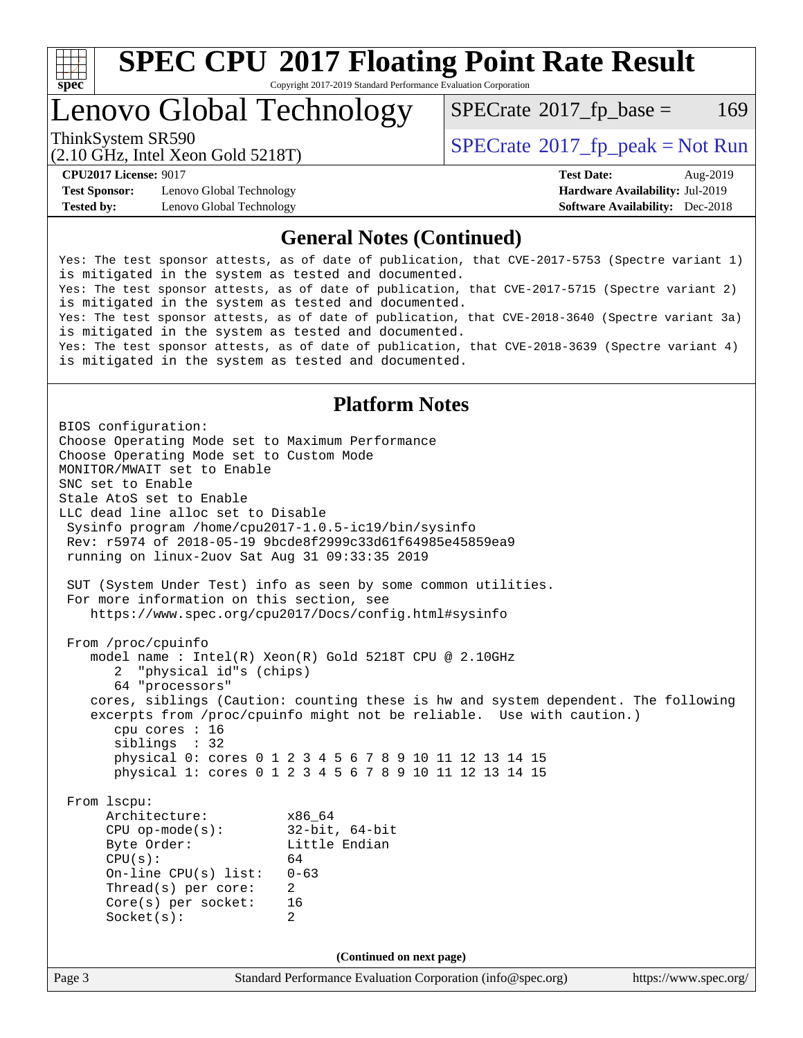## General Notes (Continued)

```
Yes: The test sponsor attests, as of date of publication, that CVE-2017-5753 (Spectre variant 1)
is mitigated in the system as tested and documented.
Yes: The test sponsor attests, as of date of publication, that CVE-2017-5715 (Spectre variant 2)
is mitigated in the system as tested and documented.
Yes: The test sponsor attests, as of date of publication, that CVE-2018-3640 (Spectre variant 3a)
is mitigated in the system as tested and documented.
Yes: The test sponsor attests, as of date of publication, that CVE-2018-3639 (Spectre variant 4)
is mitigated in the system as tested and documented.
```

## Platform Notes

```
BIOS configuration:
Choose Operating Mode set to Maximum Performance
Choose Operating Mode set to Custom Mode
MONITOR/MWAIT set to Enable
SNC set to Enable
Stale AtoS set to Enable
LLC dead line alloc set to Disable
 Sysinfo program /home/cpu2017-1.0.5-ic19/bin/sysinfo
 Rev: r5974 of 2018-05-19 9bcde8f2999c33d61f64985e45859ea9
 running on linux-2uov Sat Aug 31 09:33:35 2019

 SUT (System Under Test) info as seen by some common utilities.
 For more information on this section, see
    https://www.spec.org/cpu2017/Docs/config.html#sysinfo

 From /proc/cpuinfo
    model name : Intel(R) Xeon(R) Gold 5218T CPU @ 2.10GHz
       2  "physical id"s (chips)
       64 "processors"
    cores, siblings (Caution: counting these is hw and system dependent. The following
    excerpts from /proc/cpuinfo might not be reliable.  Use with caution.)
       cpu cores : 16
       siblings  : 32
       physical 0: cores 0 1 2 3 4 5 6 7 8 9 10 11 12 13 14 15
       physical 1: cores 0 1 2 3 4 5 6 7 8 9 10 11 12 13 14 15

 From lscpu:
      Architecture:          x86_64
      CPU op-mode(s):        32-bit, 64-bit
      Byte Order:            Little Endian
      CPU(s):                64
      On-line CPU(s) list:   0-63
      Thread(s) per core:    2
      Core(s) per socket:    16
      Socket(s):             2
```

(Continued on next page)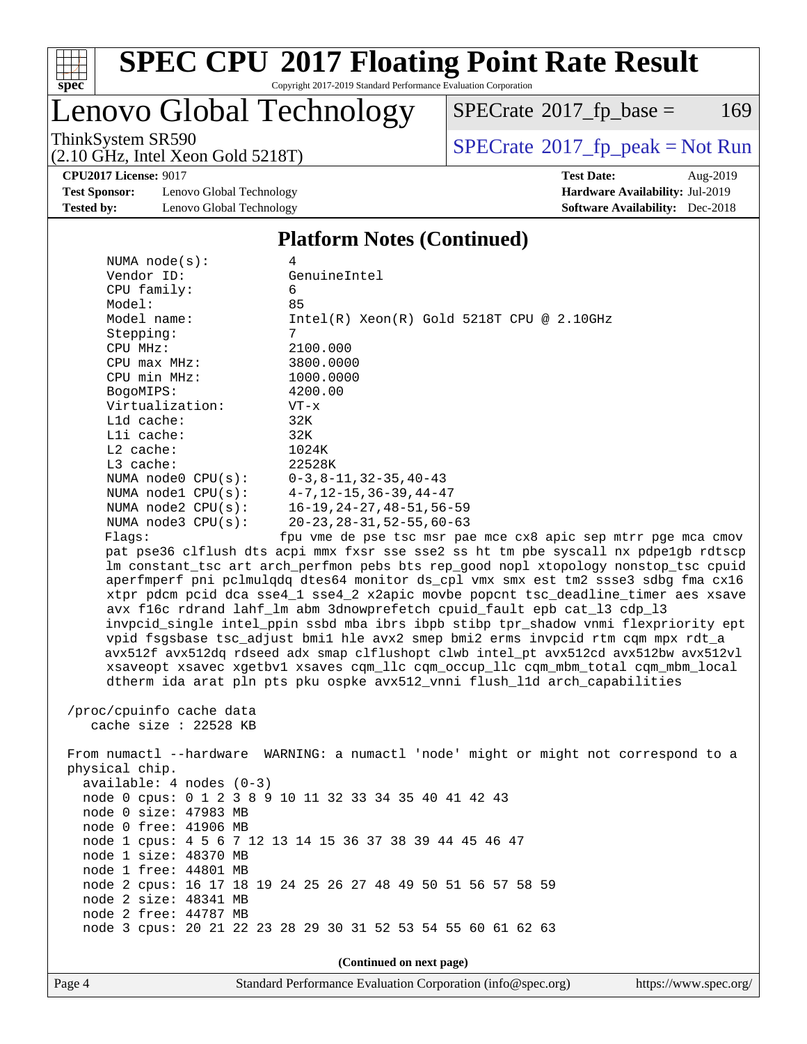## Platform Notes (Continued)

```
NUMA node(s):          4
Vendor ID:             GenuineIntel
CPU family:            6
Model:                 85
Model name:            Intel(R) Xeon(R) Gold 5218T CPU @ 2.10GHz
Stepping:              7
CPU MHz:               2100.000
CPU max MHz:           3800.0000
CPU min MHz:           1000.0000
BogoMIPS:              4200.00
Virtualization:        VT-x
L1d cache:             32K
L1i cache:             32K
L2 cache:              1024K
L3 cache:              22528K
NUMA node0 CPU(s):     0-3,8-11,32-35,40-43
NUMA node1 CPU(s):     4-7,12-15,36-39,44-47
NUMA node2 CPU(s):     16-19,24-27,48-51,56-59
NUMA node3 CPU(s):     20-23,28-31,52-55,60-63
Flags:                 fpu vme de pse tsc msr pae mce cx8 apic sep mtrr pge mca cmov
pat pse36 clflush dts acpi mmx fxsr sse sse2 ss ht tm pbe syscall nx pdpe1gb rdtscp
lm constant_tsc art arch_perfmon pebs bts rep_good nopl xtopology nonstop_tsc cpuid
aperfmperf pni pclmulqdq dtes64 monitor ds_cpl vmx smx est tm2 ssse3 sdbg fma cx16
xtpr pdcm pcid dca sse4_1 sse4_2 x2apic movbe popcnt tsc_deadline_timer aes xsave
avx f16c rdrand lahf_lm abm 3dnowprefetch cpuid_fault epb cat_l3 cdp_l3
invpcid_single intel_ppin ssbd mba ibrs ibpb stibp tpr_shadow vnmi flexpriority ept
vpid fsgsbase tsc_adjust bmi1 hle avx2 smep bmi2 erms invpcid rtm cqm mpx rdt_a
avx512f avx512dq rdseed adx smap clflushopt clwb intel_pt avx512cd avx512bw avx512vl
xsaveopt xsavec xgetbv1 xsaves cqm_llc cqm_occup_llc cqm_mbm_total cqm_mbm_local
dtherm ida arat pln pts pku ospke avx512_vnni flush_l1d arch_capabilities

/proc/cpuinfo cache data
   cache size : 22528 KB

From numactl --hardware  WARNING: a numactl 'node' might or might not correspond to a
physical chip.
  available: 4 nodes (0-3)
  node 0 cpus: 0 1 2 3 8 9 10 11 32 33 34 35 40 41 42 43
  node 0 size: 47983 MB
  node 0 free: 41906 MB
  node 1 cpus: 4 5 6 7 12 13 14 15 36 37 38 39 44 45 46 47
  node 1 size: 48370 MB
  node 1 free: 44801 MB
  node 2 cpus: 16 17 18 19 24 25 26 27 48 49 50 51 56 57 58 59
  node 2 size: 48341 MB
  node 2 free: 44787 MB
  node 3 cpus: 20 21 22 23 28 29 30 31 52 53 54 55 60 61 62 63
```

**(Continued on next page)**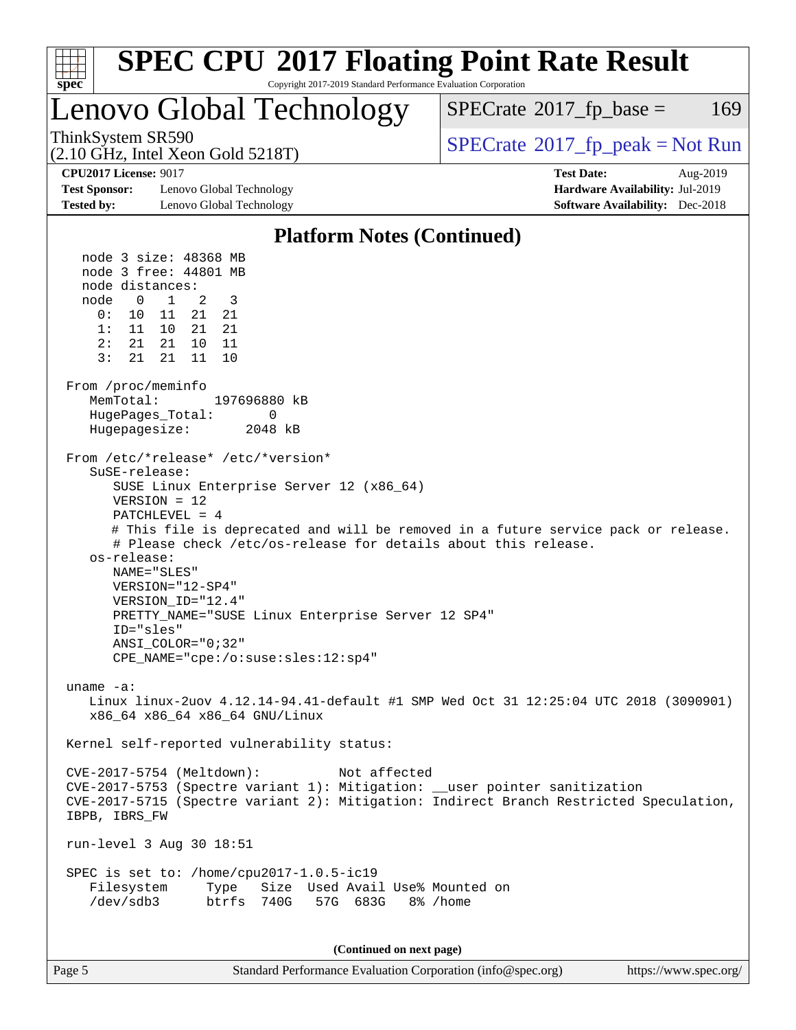# SPEC CPU 2017 Floating Point Rate Result

Copyright 2017-2019 Standard Performance Evaluation Corporation

## Lenovo Global Technology

ThinkSystem SR590
(2.10 GHz, Intel Xeon Gold 5218T)

SPECrate 2017_fp_base = 169

SPECrate 2017_fp_peak = Not Run

**CPU2017 License:** 9017
**Test Sponsor:** Lenovo Global Technology
**Tested by:** Lenovo Global Technology

**Test Date:** Aug-2019
**Hardware Availability:** Jul-2019
**Software Availability:** Dec-2018

### Platform Notes (Continued)

```
   node 3 size: 48368 MB
   node 3 free: 44801 MB
   node distances:
   node   0   1   2   3
     0:  10  11  21  21
     1:  11  10  21  21
     2:  21  21  10  11
     3:  21  21  11  10

 From /proc/meminfo
    MemTotal:       197696880 kB
    HugePages_Total:       0
    Hugepagesize:       2048 kB

 From /etc/*release* /etc/*version*
    SuSE-release:
       SUSE Linux Enterprise Server 12 (x86_64)
       VERSION = 12
       PATCHLEVEL = 4
       # This file is deprecated and will be removed in a future service pack or release.
       # Please check /etc/os-release for details about this release.
    os-release:
       NAME="SLES"
       VERSION="12-SP4"
       VERSION_ID="12.4"
       PRETTY_NAME="SUSE Linux Enterprise Server 12 SP4"
       ID="sles"
       ANSI_COLOR="0;32"
       CPE_NAME="cpe:/o:suse:sles:12:sp4"

 uname -a:
    Linux linux-2uov 4.12.14-94.41-default #1 SMP Wed Oct 31 12:25:04 UTC 2018 (3090901)
    x86_64 x86_64 x86_64 GNU/Linux

 Kernel self-reported vulnerability status:

 CVE-2017-5754 (Meltdown):          Not affected
 CVE-2017-5753 (Spectre variant 1): Mitigation: __user pointer sanitization
 CVE-2017-5715 (Spectre variant 2): Mitigation: Indirect Branch Restricted Speculation,
 IBPB, IBRS_FW

 run-level 3 Aug 30 18:51

 SPEC is set to: /home/cpu2017-1.0.5-ic19
    Filesystem     Type   Size  Used Avail Use% Mounted on
    /dev/sdb3      btrfs  740G   57G  683G   8% /home
```

(Continued on next page)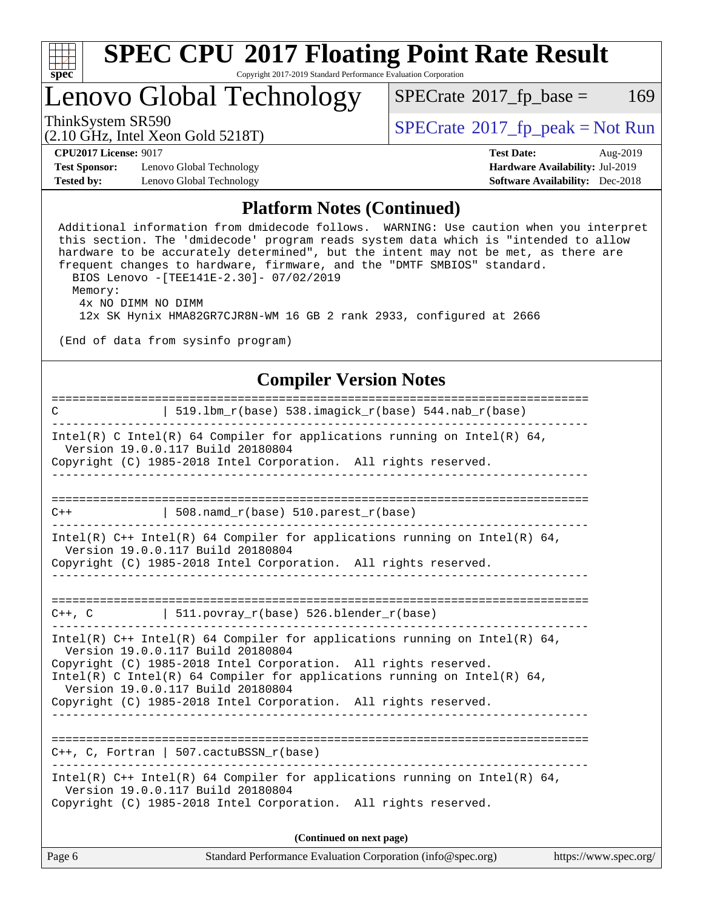## Platform Notes (Continued)

```
Additional information from dmidecode follows.  WARNING: Use caution when you interpret
this section. The 'dmidecode' program reads system data which is "intended to allow
hardware to be accurately determined", but the intent may not be met, as there are
frequent changes to hardware, firmware, and the "DMTF SMBIOS" standard.
  BIOS Lenovo -[TEE141E-2.30]- 07/02/2019
  Memory:
   4x NO DIMM NO DIMM
   12x SK Hynix HMA82GR7CJR8N-WM 16 GB 2 rank 2933, configured at 2666

(End of data from sysinfo program)
```

## Compiler Version Notes

```
==============================================================================
C               | 519.lbm_r(base) 538.imagick_r(base) 544.nab_r(base)
------------------------------------------------------------------------------
Intel(R) C Intel(R) 64 Compiler for applications running on Intel(R) 64,
  Version 19.0.0.117 Build 20180804
Copyright (C) 1985-2018 Intel Corporation.  All rights reserved.
------------------------------------------------------------------------------

==============================================================================
C++             | 508.namd_r(base) 510.parest_r(base)
------------------------------------------------------------------------------
Intel(R) C++ Intel(R) 64 Compiler for applications running on Intel(R) 64,
  Version 19.0.0.117 Build 20180804
Copyright (C) 1985-2018 Intel Corporation.  All rights reserved.
------------------------------------------------------------------------------

==============================================================================
C++, C          | 511.povray_r(base) 526.blender_r(base)
------------------------------------------------------------------------------
Intel(R) C++ Intel(R) 64 Compiler for applications running on Intel(R) 64,
  Version 19.0.0.117 Build 20180804
Copyright (C) 1985-2018 Intel Corporation.  All rights reserved.
Intel(R) C Intel(R) 64 Compiler for applications running on Intel(R) 64,
  Version 19.0.0.117 Build 20180804
Copyright (C) 1985-2018 Intel Corporation.  All rights reserved.
------------------------------------------------------------------------------

==============================================================================
C++, C, Fortran | 507.cactuBSSN_r(base)
------------------------------------------------------------------------------
Intel(R) C++ Intel(R) 64 Compiler for applications running on Intel(R) 64,
  Version 19.0.0.117 Build 20180804
Copyright (C) 1985-2018 Intel Corporation.  All rights reserved.
```

**(Continued on next page)**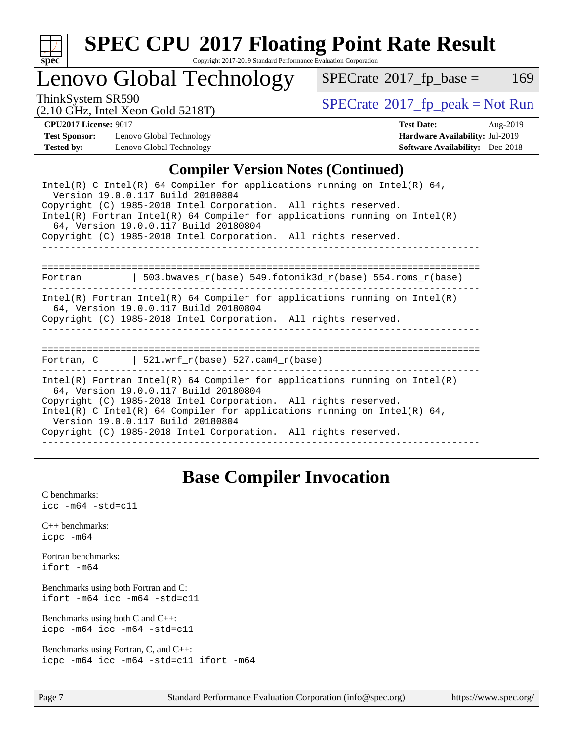## Compiler Version Notes (Continued)

```
Intel(R) C Intel(R) 64 Compiler for applications running on Intel(R) 64,
  Version 19.0.0.117 Build 20180804
Copyright (C) 1985-2018 Intel Corporation.  All rights reserved.
Intel(R) Fortran Intel(R) 64 Compiler for applications running on Intel(R)
  64, Version 19.0.0.117 Build 20180804
Copyright (C) 1985-2018 Intel Corporation.  All rights reserved.
------------------------------------------------------------------------------

==============================================================================
Fortran         | 503.bwaves_r(base) 549.fotonik3d_r(base) 554.roms_r(base)
------------------------------------------------------------------------------
Intel(R) Fortran Intel(R) 64 Compiler for applications running on Intel(R)
  64, Version 19.0.0.117 Build 20180804
Copyright (C) 1985-2018 Intel Corporation.  All rights reserved.
------------------------------------------------------------------------------

==============================================================================
Fortran, C      | 521.wrf_r(base) 527.cam4_r(base)
------------------------------------------------------------------------------
Intel(R) Fortran Intel(R) 64 Compiler for applications running on Intel(R)
  64, Version 19.0.0.117 Build 20180804
Copyright (C) 1985-2018 Intel Corporation.  All rights reserved.
Intel(R) C Intel(R) 64 Compiler for applications running on Intel(R) 64,
  Version 19.0.0.117 Build 20180804
Copyright (C) 1985-2018 Intel Corporation.  All rights reserved.
------------------------------------------------------------------------------
```

## Base Compiler Invocation

C benchmarks:
`icc -m64 -std=c11`

C++ benchmarks:
`icpc -m64`

Fortran benchmarks:
`ifort -m64`

Benchmarks using both Fortran and C:
`ifort -m64 icc -m64 -std=c11`

Benchmarks using both C and C++:
`icpc -m64 icc -m64 -std=c11`

Benchmarks using Fortran, C, and C++:
`icpc -m64 icc -m64 -std=c11 ifort -m64`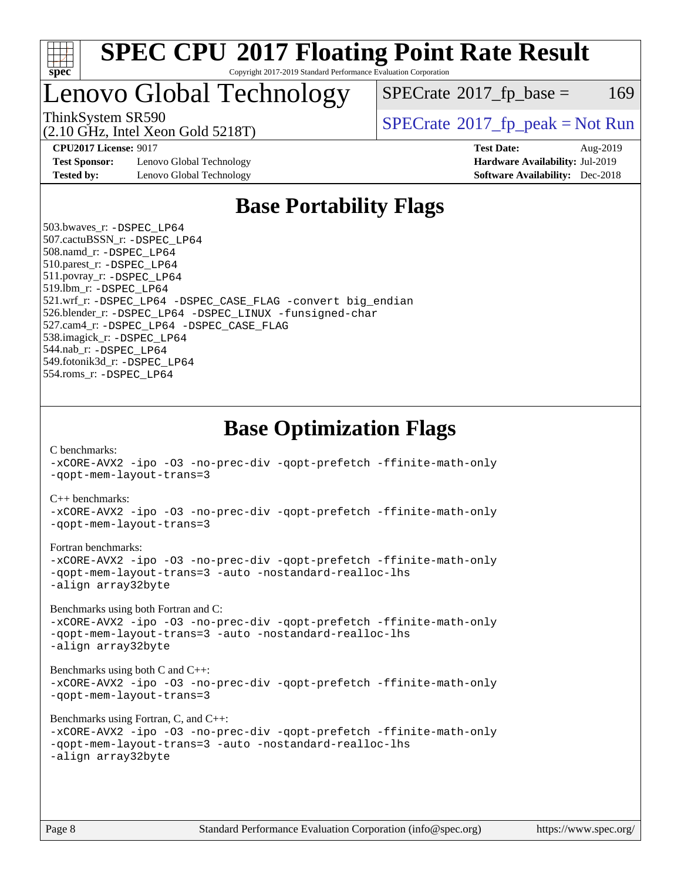# SPEC CPU 2017 Floating Point Rate Result

Copyright 2017-2019 Standard Performance Evaluation Corporation

# Lenovo Global Technology

ThinkSystem SR590
(2.10 GHz, Intel Xeon Gold 5218T)

SPECrate 2017_fp_base = 169

SPECrate 2017_fp_peak = Not Run

| | | | |
|---|---|---|---|
| **CPU2017 License:** | 9017 | **Test Date:** | Aug-2019 |
| **Test Sponsor:** | Lenovo Global Technology | **Hardware Availability:** | Jul-2019 |
| **Tested by:** | Lenovo Global Technology | **Software Availability:** | Dec-2018 |

## Base Portability Flags

503.bwaves_r: -DSPEC_LP64
507.cactuBSSN_r: -DSPEC_LP64
508.namd_r: -DSPEC_LP64
510.parest_r: -DSPEC_LP64
511.povray_r: -DSPEC_LP64
519.lbm_r: -DSPEC_LP64
521.wrf_r: -DSPEC_LP64 -DSPEC_CASE_FLAG -convert big_endian
526.blender_r: -DSPEC_LP64 -DSPEC_LINUX -funsigned-char
527.cam4_r: -DSPEC_LP64 -DSPEC_CASE_FLAG
538.imagick_r: -DSPEC_LP64
544.nab_r: -DSPEC_LP64
549.fotonik3d_r: -DSPEC_LP64
554.roms_r: -DSPEC_LP64

## Base Optimization Flags

C benchmarks:
-xCORE-AVX2 -ipo -O3 -no-prec-div -qopt-prefetch -ffinite-math-only
-qopt-mem-layout-trans=3

C++ benchmarks:
-xCORE-AVX2 -ipo -O3 -no-prec-div -qopt-prefetch -ffinite-math-only
-qopt-mem-layout-trans=3

Fortran benchmarks:
-xCORE-AVX2 -ipo -O3 -no-prec-div -qopt-prefetch -ffinite-math-only
-qopt-mem-layout-trans=3 -auto -nostandard-realloc-lhs
-align array32byte

Benchmarks using both Fortran and C:
-xCORE-AVX2 -ipo -O3 -no-prec-div -qopt-prefetch -ffinite-math-only
-qopt-mem-layout-trans=3 -auto -nostandard-realloc-lhs
-align array32byte

Benchmarks using both C and C++:
-xCORE-AVX2 -ipo -O3 -no-prec-div -qopt-prefetch -ffinite-math-only
-qopt-mem-layout-trans=3

Benchmarks using Fortran, C, and C++:
-xCORE-AVX2 -ipo -O3 -no-prec-div -qopt-prefetch -ffinite-math-only
-qopt-mem-layout-trans=3 -auto -nostandard-realloc-lhs
-align array32byte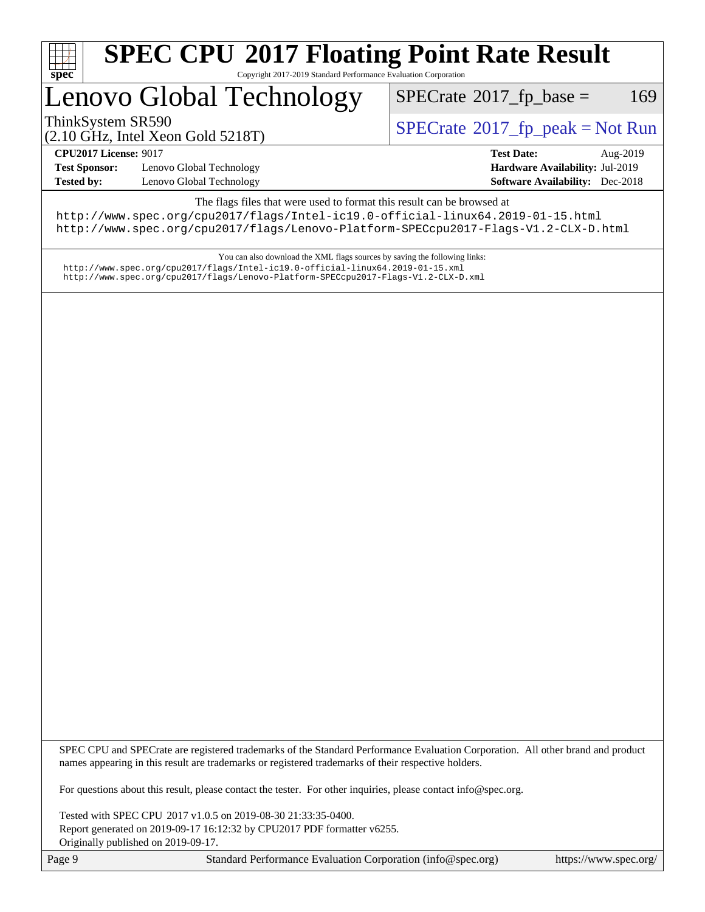The flags files that were used to format this result can be browsed at

http://www.spec.org/cpu2017/flags/Intel-ic19.0-official-linux64.2019-01-15.html
http://www.spec.org/cpu2017/flags/Lenovo-Platform-SPECcpu2017-Flags-V1.2-CLX-D.html

You can also download the XML flags sources by saving the following links:

http://www.spec.org/cpu2017/flags/Intel-ic19.0-official-linux64.2019-01-15.xml
http://www.spec.org/cpu2017/flags/Lenovo-Platform-SPECcpu2017-Flags-V1.2-CLX-D.xml

SPEC CPU and SPECrate are registered trademarks of the Standard Performance Evaluation Corporation. All other brand and product names appearing in this result are trademarks or registered trademarks of their respective holders.

For questions about this result, please contact the tester. For other inquiries, please contact info@spec.org.

Tested with SPEC CPU 2017 v1.0.5 on 2019-08-30 21:33:35-0400.
Report generated on 2019-09-17 16:12:32 by CPU2017 PDF formatter v6255.
Originally published on 2019-09-17.